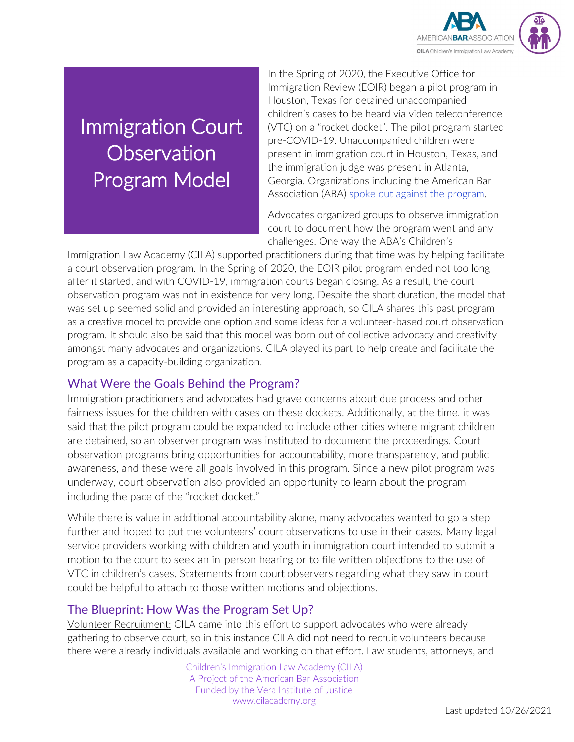# Immigration Court Observation Program Model

In the Spring of 2020, the Executive Office for Immigration Review (EOIR) began a pilot program in Houston, Texas for detained unaccompanied children's cases to be heard via video teleconference (VTC) on a "rocket docket". The pilot program started pre-COVID-19. Unaccompanied children were present in immigration court in Houston, Texas, and the immigration judge was present in Atlanta, Georgia. Organizations including the American Bar Association (ABA) spoke out against the program.

Advocates organized groups to observe immigration court to document how the program went and any challenges. One way the ABA's Children's Immigration Law Academy (CILA) supported practitioners during that time was by helping facilitate a court observation program. In the Spring of 2020, the EOIR pilot program ended not too long after it started, and with COVID-19, immigration courts began closing. As a result, the court observation program was not in existence for very long. Despite the short duration, the model that was set up seemed solid and provided an interesting approach, so CILA shares this past program as a creative model to provide one option and some ideas for a volunteer-based court observation program. It should also be said that this model was born out of collective advocacy and creativity amongst many advocates and organizations. CILA played its part to help create and facilitate the program as a capacity-building organization.

## What Were the Goals Behind the Program?

Immigration practitioners and advocates had grave concerns about due process and other fairness issues for the children with cases on these dockets. Additionally, at the time, it was said that the pilot program could be expanded to include other cities where migrant children are detained, so an observer program was instituted to document the proceedings. Court observation programs bring opportunities for accountability, more transparency, and public awareness, and these were all goals involved in this program. Since a new pilot program was underway, court observation also provided an opportunity to learn about the program including the pace of the "rocket docket."

While there is value in additional accountability alone, many advocates wanted to go a step further and hoped to put the volunteers' court observations to use in their cases. Many legal service providers working with children and youth in immigration court intended to submit a motion to the court to seek an in-person hearing or to file written objections to the use of VTC in children's cases. Statements from court observers regarding what they saw in court could be helpful to attach to those written motions and objections.

## The Blueprint: How Was the Program Set Up?

Volunteer Recruitment: CILA came into this effort to support advocates who were already gathering to observe court, so in this instance CILA did not need to recruit volunteers because there were already individuals available and working on that effort. Law students, attorneys, and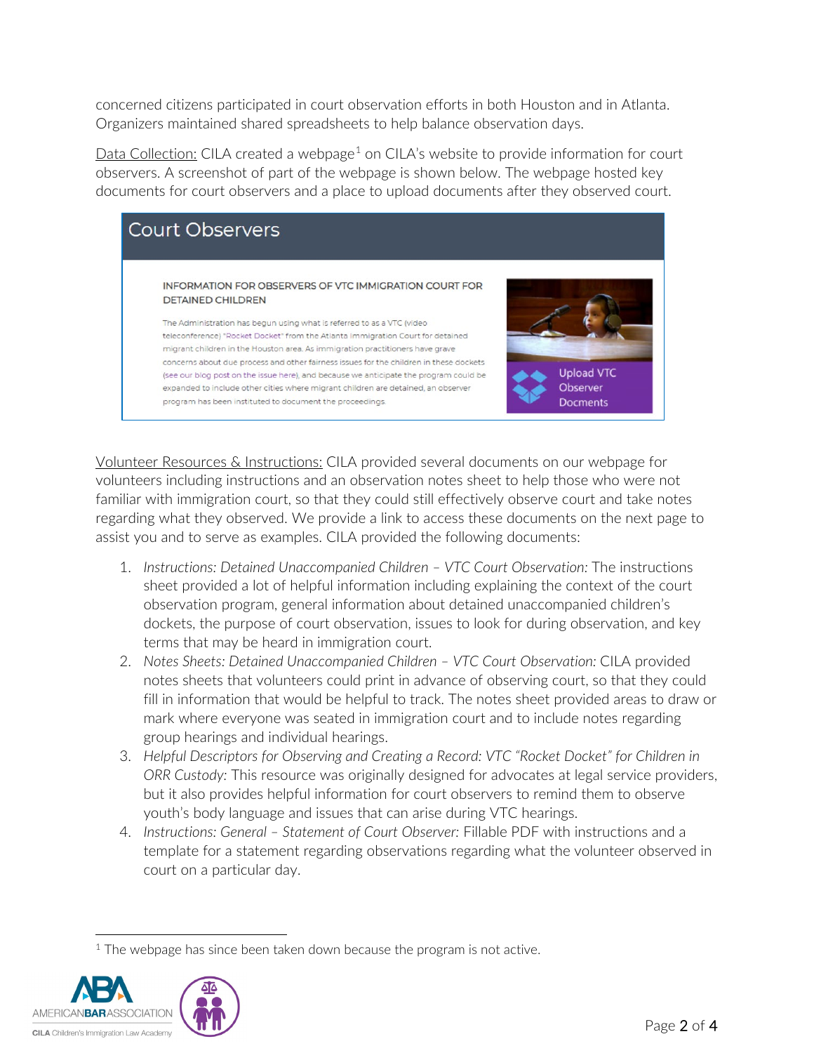concerned citizens participated in court observation efforts in both Houston and in Atlanta. Organizers maintained shared spreadsheets to help balance observation days.

Data Collection: CILA created a webpage[1] on CILA's website to provide information for court observers. A screenshot of part of the webpage is shown below. The webpage hosted key documents for court observers and a place to upload documents after they observed court.

Court Observers

INFORMATION FOR OBSERVERS OF VTC IMMIGRATION COURT FOR DETAINED CHILDREN

The Administration has begun using what is referred to as a VTC (video teleconference) "Rocket Docket" from the Atlanta Immigration Court for detained migrant children in the Houston area. As immigration practitioners have grave concerns about due process and other fairness issues for the children in these dockets (see our blog post on the issue here), and because we anticipate the program could be expanded to include other cities where migrant children are detained, an observer program has been instituted to document the proceedings.

Upload VTC Observer Docments

Volunteer Resources & Instructions: CILA provided several documents on our webpage for volunteers including instructions and an observation notes sheet to help those who were not familiar with immigration court, so that they could still effectively observe court and take notes regarding what they observed. We provide a link to access these documents on the next page to assist you and to serve as examples. CILA provided the following documents:

1. *Instructions: Detained Unaccompanied Children – VTC Court Observation:* The instructions sheet provided a lot of helpful information including explaining the context of the court observation program, general information about detained unaccompanied children's dockets, the purpose of court observation, issues to look for during observation, and key terms that may be heard in immigration court.
2. *Notes Sheets: Detained Unaccompanied Children – VTC Court Observation:* CILA provided notes sheets that volunteers could print in advance of observing court, so that they could fill in information that would be helpful to track. The notes sheet provided areas to draw or mark where everyone was seated in immigration court and to include notes regarding group hearings and individual hearings.
3. *Helpful Descriptors for Observing and Creating a Record: VTC "Rocket Docket" for Children in ORR Custody:* This resource was originally designed for advocates at legal service providers, but it also provides helpful information for court observers to remind them to observe youth's body language and issues that can arise during VTC hearings.
4. *Instructions: General – Statement of Court Observer:* Fillable PDF with instructions and a template for a statement regarding observations regarding what the volunteer observed in court on a particular day.

[1] The webpage has since been taken down because the program is not active.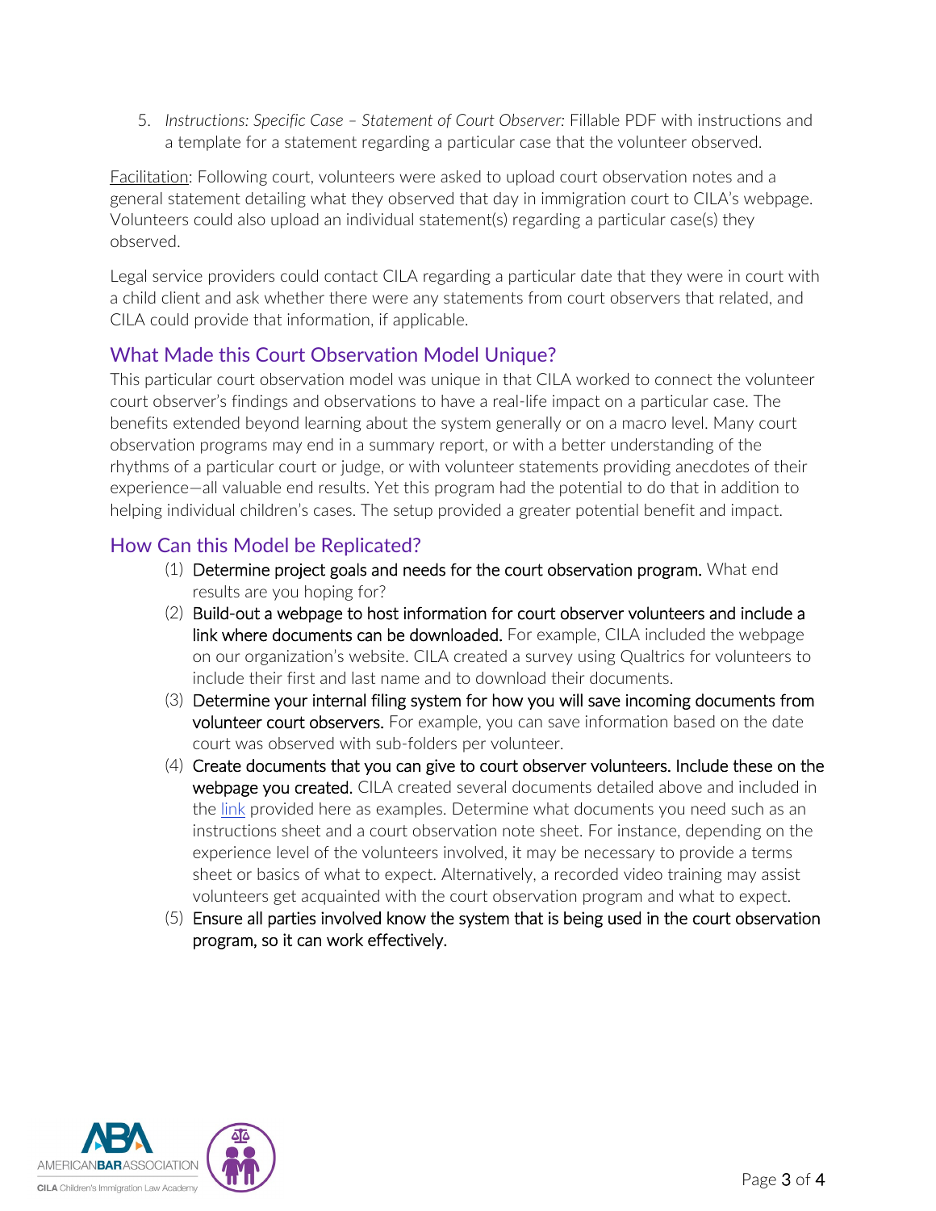5. *Instructions: Specific Case – Statement of Court Observer:* Fillable PDF with instructions and a template for a statement regarding a particular case that the volunteer observed.

Facilitation: Following court, volunteers were asked to upload court observation notes and a general statement detailing what they observed that day in immigration court to CILA's webpage. Volunteers could also upload an individual statement(s) regarding a particular case(s) they observed.

Legal service providers could contact CILA regarding a particular date that they were in court with a child client and ask whether there were any statements from court observers that related, and CILA could provide that information, if applicable.

## What Made this Court Observation Model Unique?

This particular court observation model was unique in that CILA worked to connect the volunteer court observer's findings and observations to have a real-life impact on a particular case. The benefits extended beyond learning about the system generally or on a macro level. Many court observation programs may end in a summary report, or with a better understanding of the rhythms of a particular court or judge, or with volunteer statements providing anecdotes of their experience—all valuable end results. Yet this program had the potential to do that in addition to helping individual children's cases. The setup provided a greater potential benefit and impact.

## How Can this Model be Replicated?

(1) **Determine project goals and needs for the court observation program.** What end results are you hoping for?

(2) **Build-out a webpage to host information for court observer volunteers and include a link where documents can be downloaded.** For example, CILA included the webpage on our organization's website. CILA created a survey using Qualtrics for volunteers to include their first and last name and to download their documents.

(3) **Determine your internal filing system for how you will save incoming documents from volunteer court observers.** For example, you can save information based on the date court was observed with sub-folders per volunteer.

(4) **Create documents that you can give to court observer volunteers. Include these on the webpage you created.** CILA created several documents detailed above and included in the link provided here as examples. Determine what documents you need such as an instructions sheet and a court observation note sheet. For instance, depending on the experience level of the volunteers involved, it may be necessary to provide a terms sheet or basics of what to expect. Alternatively, a recorded video training may assist volunteers get acquainted with the court observation program and what to expect.

(5) **Ensure all parties involved know the system that is being used in the court observation program, so it can work effectively.**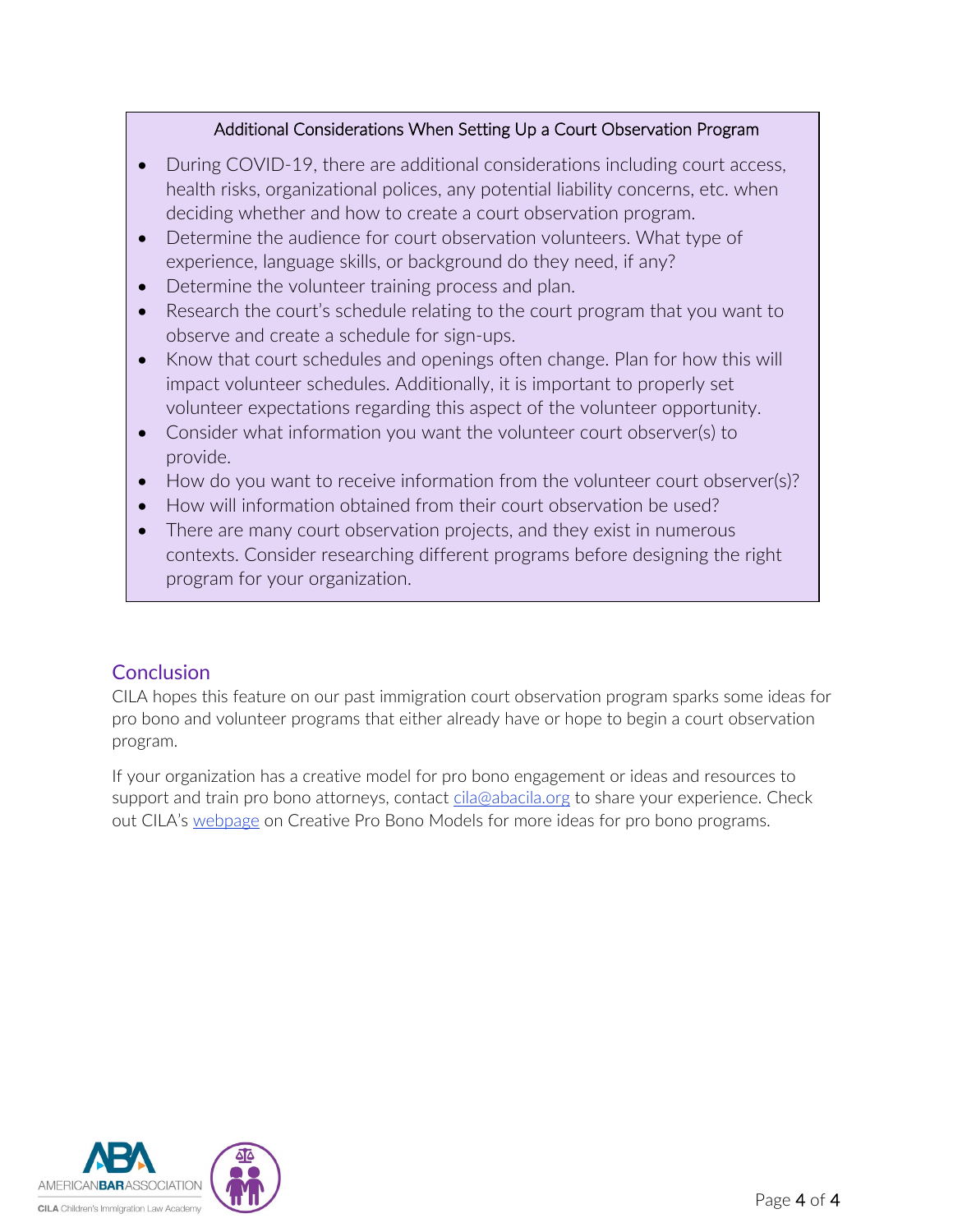**Additional Considerations When Setting Up a Court Observation Program**

- During COVID-19, there are additional considerations including court access, health risks, organizational polices, any potential liability concerns, etc. when deciding whether and how to create a court observation program.
- Determine the audience for court observation volunteers. What type of experience, language skills, or background do they need, if any?
- Determine the volunteer training process and plan.
- Research the court's schedule relating to the court program that you want to observe and create a schedule for sign-ups.
- Know that court schedules and openings often change. Plan for how this will impact volunteer schedules. Additionally, it is important to properly set volunteer expectations regarding this aspect of the volunteer opportunity.
- Consider what information you want the volunteer court observer(s) to provide.
- How do you want to receive information from the volunteer court observer(s)?
- How will information obtained from their court observation be used?
- There are many court observation projects, and they exist in numerous contexts. Consider researching different programs before designing the right program for your organization.

## Conclusion

CILA hopes this feature on our past immigration court observation program sparks some ideas for pro bono and volunteer programs that either already have or hope to begin a court observation program.

If your organization has a creative model for pro bono engagement or ideas and resources to support and train pro bono attorneys, contact cila@abacila.org to share your experience. Check out CILA's webpage on Creative Pro Bono Models for more ideas for pro bono programs.